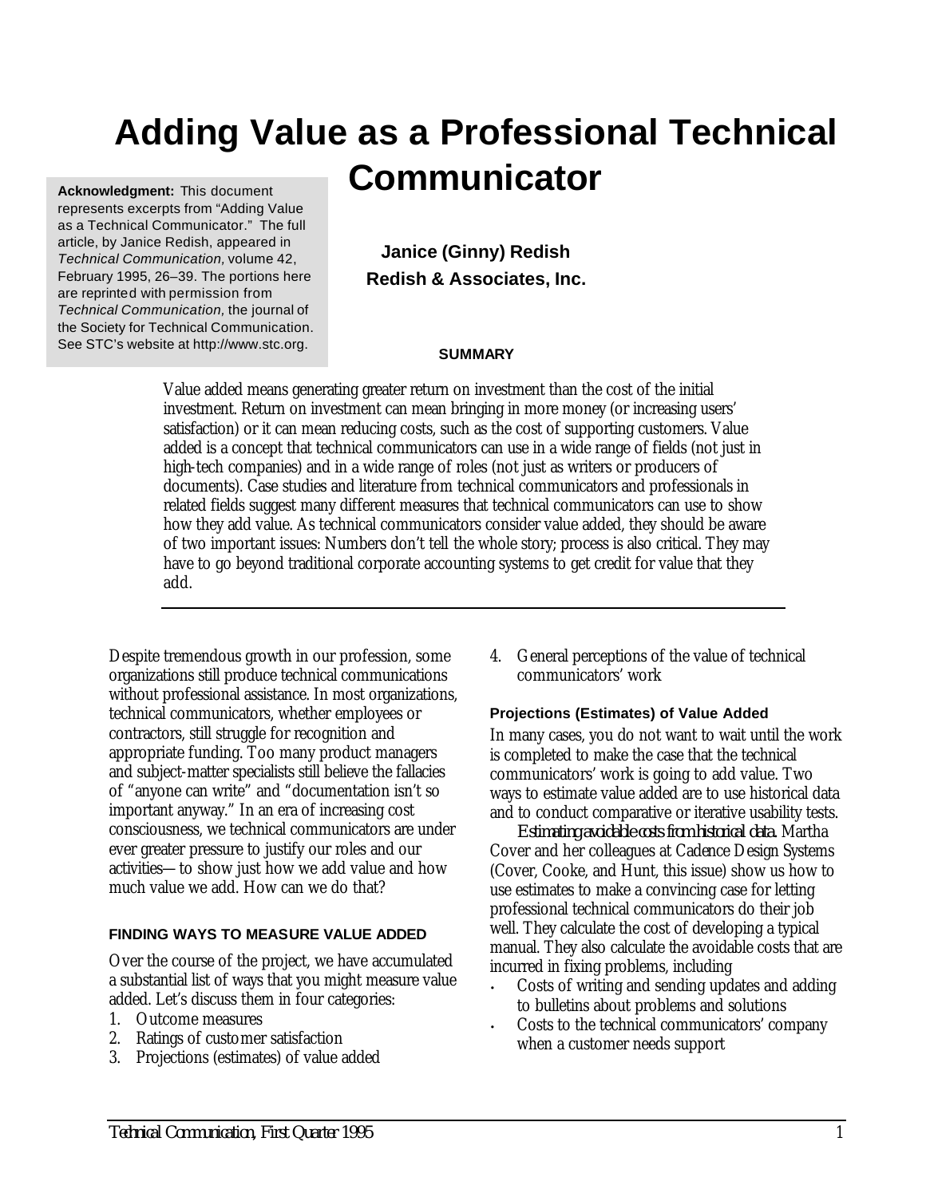# Adding Value as a Professional Technical Communicator

**Acknowledgment:** This document represents excerpts from "Adding Value as a Technical Communicator." The full article, by Janice Redish, appeared in *Technical Communication*, volume 42, February 1995, 26–39. The portions here are reprinted with permission from *Technical Communication*, the journal of the Society for Technical Communication. See STC's website at http://www.stc.org.

**Janice (Ginny) Redish**
**Redish & Associates, Inc.**

**SUMMARY**

Value added means generating greater return on investment than the cost of the initial investment. Return on investment can mean bringing in more money (or increasing users' satisfaction) or it can mean reducing costs, such as the cost of supporting customers. Value added is a concept that technical communicators can use in a wide range of fields (not just in high-tech companies) and in a wide range of roles (not just as writers or producers of documents). Case studies and literature from technical communicators and professionals in related fields suggest many different measures that technical communicators can use to show how they add value. As technical communicators consider value added, they should be aware of two important issues: Numbers don't tell the whole story; process is also critical. They may have to go beyond traditional corporate accounting systems to get credit for value that they add.

---

Despite tremendous growth in our profession, some organizations still produce technical communications without professional assistance. In most organizations, technical communicators, whether employees or contractors, still struggle for recognition and appropriate funding. Too many product managers and subject-matter specialists still believe the fallacies of "anyone can write" and "documentation isn't so important anyway." In an era of increasing cost consciousness, we technical communicators are under ever greater pressure to justify our roles and our activities—to show just how we add value and how much value we add. How can we do that?

### FINDING WAYS TO MEASURE VALUE ADDED

Over the course of the project, we have accumulated a substantial list of ways that you might measure value added. Let's discuss them in four categories:

1. Outcome measures
2. Ratings of customer satisfaction
3. Projections (estimates) of value added
4. General perceptions of the value of technical communicators' work

#### Projections (Estimates) of Value Added

In many cases, you do not want to wait until the work is completed to make the case that the technical communicators' work is going to add value. Two ways to estimate value added are to use historical data and to conduct comparative or iterative usability tests.

*Estimating avoidable costs from historical data.* Martha Cover and her colleagues at Cadence Design Systems (Cover, Cooke, and Hunt, this issue) show us how to use estimates to make a convincing case for letting professional technical communicators do their job well. They calculate the cost of developing a typical manual. They also calculate the avoidable costs that are incurred in fixing problems, including

- Costs of writing and sending updates and adding to bulletins about problems and solutions
- Costs to the technical communicators' company when a customer needs support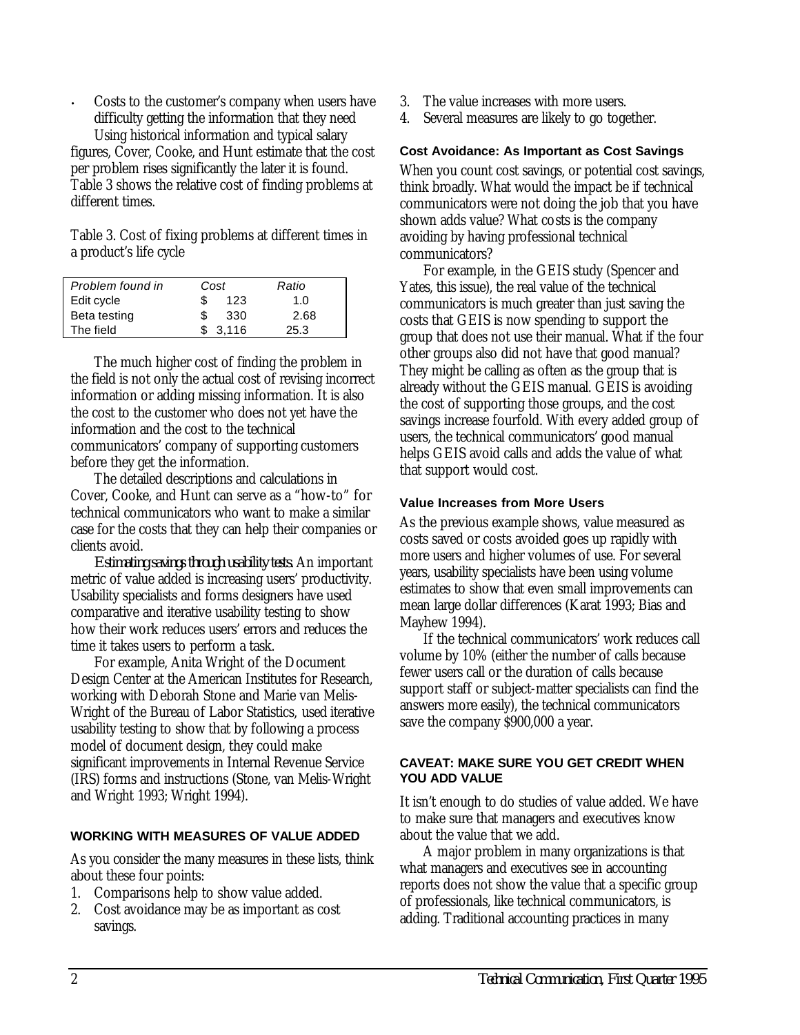- Costs to the customer's company when users have difficulty getting the information that they need

Using historical information and typical salary figures, Cover, Cooke, and Hunt estimate that the cost per problem rises significantly the later it is found. Table 3 shows the relative cost of finding problems at different times.

Table 3. Cost of fixing problems at different times in a product's life cycle

| *Problem found in* | *Cost* | *Ratio* |
|---|---|---|
| Edit cycle | $ 123 | 1.0 |
| Beta testing | $ 330 | 2.68 |
| The field | $ 3,116 | 25.3 |

The much higher cost of finding the problem in the field is not only the actual cost of revising incorrect information or adding missing information. It is also the cost to the customer who does not yet have the information and the cost to the technical communicators' company of supporting customers before they get the information.

The detailed descriptions and calculations in Cover, Cooke, and Hunt can serve as a "how-to" for technical communicators who want to make a similar case for the costs that they can help their companies or clients avoid.

*Estimating savings through usability tests.* An important metric of value added is increasing users' productivity. Usability specialists and forms designers have used comparative and iterative usability testing to show how their work reduces users' errors and reduces the time it takes users to perform a task.

For example, Anita Wright of the Document Design Center at the American Institutes for Research, working with Deborah Stone and Marie van Melis-Wright of the Bureau of Labor Statistics, used iterative usability testing to show that by following a process model of document design, they could make significant improvements in Internal Revenue Service (IRS) forms and instructions (Stone, van Melis-Wright and Wright 1993; Wright 1994).

## WORKING WITH MEASURES OF VALUE ADDED

As you consider the many measures in these lists, think about these four points:

1. Comparisons help to show value added.
2. Cost avoidance may be as important as cost savings.
3. The value increases with more users.
4. Several measures are likely to go together.

### Cost Avoidance: As Important as Cost Savings

When you count cost savings, or potential cost savings, think broadly. What would the impact be if technical communicators were not doing the job that you have shown adds value? What costs is the company avoiding by having professional technical communicators?

For example, in the GEIS study (Spencer and Yates, this issue), the real value of the technical communicators is much greater than just saving the costs that GEIS is now spending to support the group that does not use their manual. What if the four other groups also did not have that good manual? They might be calling as often as the group that is already without the GEIS manual. GEIS is avoiding the cost of supporting those groups, and the cost savings increase fourfold. With every added group of users, the technical communicators' good manual helps GEIS avoid calls and adds the value of what that support would cost.

### Value Increases from More Users

As the previous example shows, value measured as costs saved or costs avoided goes up rapidly with more users and higher volumes of use. For several years, usability specialists have been using volume estimates to show that even small improvements can mean large dollar differences (Karat 1993; Bias and Mayhew 1994).

If the technical communicators' work reduces call volume by 10% (either the number of calls because fewer users call or the duration of calls because support staff or subject-matter specialists can find the answers more easily), the technical communicators save the company $900,000 a year.

## CAVEAT: MAKE SURE YOU GET CREDIT WHEN YOU ADD VALUE

It isn't enough to do studies of value added. We have to make sure that managers and executives know about the value that we add.

A major problem in many organizations is that what managers and executives see in accounting reports does not show the value that a specific group of professionals, like technical communicators, is adding. Traditional accounting practices in many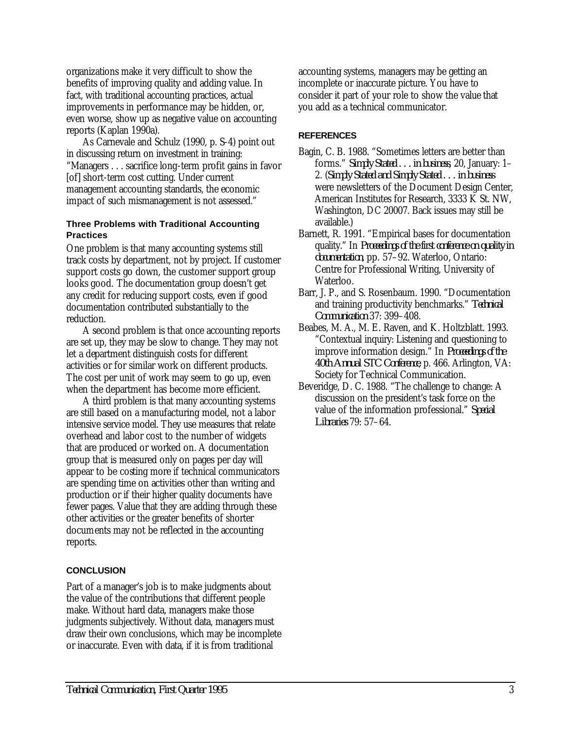organizations make it very difficult to show the benefits of improving quality and adding value. In fact, with traditional accounting practices, actual improvements in performance may be hidden, or, even worse, show up as negative value on accounting reports (Kaplan 1990a).

As Carnevale and Schulz (1990, p. S-4) point out in discussing return on investment in training: "Managers . . . sacrifice long-term profit gains in favor [of] short-term cost cutting. Under current management accounting standards, the economic impact of such mismanagement is not assessed."

#### Three Problems with Traditional Accounting Practices

One problem is that many accounting systems still track costs by department, not by project. If customer support costs go down, the customer support group looks good. The documentation group doesn't get any credit for reducing support costs, even if good documentation contributed substantially to the reduction.

A second problem is that once accounting reports are set up, they may be slow to change. They may not let a department distinguish costs for different activities or for similar work on different products. The cost per unit of work may seem to go up, even when the department has become more efficient.

A third problem is that many accounting systems are still based on a manufacturing model, not a labor intensive service model. They use measures that relate overhead and labor cost to the number of widgets that are produced or worked on. A documentation group that is measured only on pages per day will appear to be costing more if technical communicators are spending time on activities other than writing and production or if their higher quality documents have fewer pages. Value that they are adding through these other activities or the greater benefits of shorter documents may not be reflected in the accounting reports.

### CONCLUSION

Part of a manager's job is to make judgments about the value of the contributions that different people make. Without hard data, managers make those judgments subjectively. Without data, managers must draw their own conclusions, which may be incomplete or inaccurate. Even with data, if it is from traditional accounting systems, managers may be getting an incomplete or inaccurate picture. You have to consider it part of your role to show the value that you add as a technical communicator.

### REFERENCES

Bagin, C. B. 1988. "Sometimes letters are better than forms." *Simply Stated . . . in business* 20, January: 1–2. (*Simply Stated* and *Simply Stated . . . in business* were newsletters of the Document Design Center, American Institutes for Research, 3333 K St. NW, Washington, DC 20007. Back issues may still be available.)

Barnett, R. 1991. "Empirical bases for documentation quality." In *Proceedings of the first conference on quality in documentation*, pp. 57–92. Waterloo, Ontario: Centre for Professional Writing, University of Waterloo.

Barr, J. P., and S. Rosenbaum. 1990. "Documentation and training productivity benchmarks." *Technical Communication* 37: 399–408.

Beabes, M. A., M. E. Raven, and K. Holtzblatt. 1993. "Contextual inquiry: Listening and questioning to improve information design." In *Proceedings of the 40th Annual STC Conference*, p. 466. Arlington, VA: Society for Technical Communication.

Beveridge, D. C. 1988. "The challenge to change: A discussion on the president's task force on the value of the information professional." *Special Libraries* 79: 57–64.